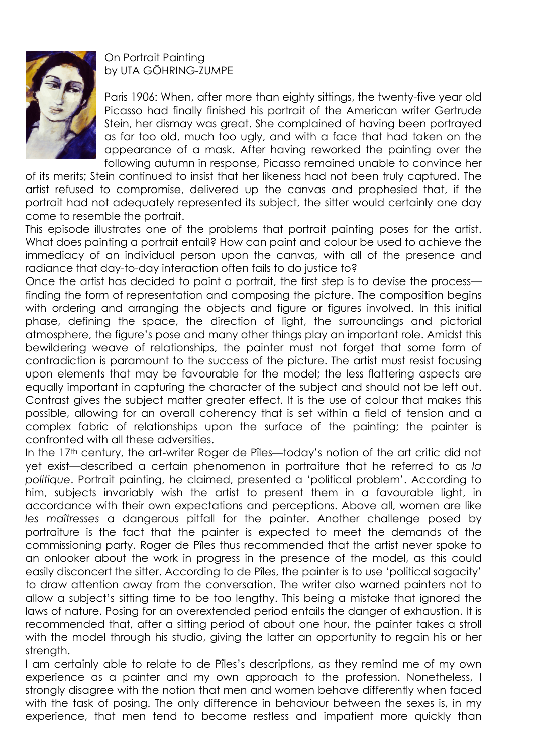On Portrait Painting
by UTA GÖHRING-ZUMPE

Paris 1906: When, after more than eighty sittings, the twenty-five year old Picasso had finally finished his portrait of the American writer Gertrude Stein, her dismay was great. She complained of having been portrayed as far too old, much too ugly, and with a face that had taken on the appearance of a mask. After having reworked the painting over the following autumn in response, Picasso remained unable to convince her of its merits; Stein continued to insist that her likeness had not been truly captured. The artist refused to compromise, delivered up the canvas and prophesied that, if the portrait had not adequately represented its subject, the sitter would certainly one day come to resemble the portrait.

This episode illustrates one of the problems that portrait painting poses for the artist. What does painting a portrait entail? How can paint and colour be used to achieve the immediacy of an individual person upon the canvas, with all of the presence and radiance that day-to-day interaction often fails to do justice to?

Once the artist has decided to paint a portrait, the first step is to devise the process—finding the form of representation and composing the picture. The composition begins with ordering and arranging the objects and figure or figures involved. In this initial phase, defining the space, the direction of light, the surroundings and pictorial atmosphere, the figure's pose and many other things play an important role. Amidst this bewildering weave of relationships, the painter must not forget that some form of contradiction is paramount to the success of the picture. The artist must resist focusing upon elements that may be favourable for the model; the less flattering aspects are equally important in capturing the character of the subject and should not be left out. Contrast gives the subject matter greater effect. It is the use of colour that makes this possible, allowing for an overall coherency that is set within a field of tension and a complex fabric of relationships upon the surface of the painting; the painter is confronted with all these adversities.

In the 17th century, the art-writer Roger de Pîles—today's notion of the art critic did not yet exist—described a certain phenomenon in portraiture that he referred to as *la politique*. Portrait painting, he claimed, presented a 'political problem'. According to him, subjects invariably wish the artist to present them in a favourable light, in accordance with their own expectations and perceptions. Above all, women are like *les maîtresses* a dangerous pitfall for the painter. Another challenge posed by portraiture is the fact that the painter is expected to meet the demands of the commissioning party. Roger de Pîles thus recommended that the artist never spoke to an onlooker about the work in progress in the presence of the model, as this could easily disconcert the sitter. According to de Pîles, the painter is to use 'political sagacity' to draw attention away from the conversation. The writer also warned painters not to allow a subject's sitting time to be too lengthy. This being a mistake that ignored the laws of nature. Posing for an overextended period entails the danger of exhaustion. It is recommended that, after a sitting period of about one hour, the painter takes a stroll with the model through his studio, giving the latter an opportunity to regain his or her strength.

I am certainly able to relate to de Pîles's descriptions, as they remind me of my own experience as a painter and my own approach to the profession. Nonetheless, I strongly disagree with the notion that men and women behave differently when faced with the task of posing. The only difference in behaviour between the sexes is, in my experience, that men tend to become restless and impatient more quickly than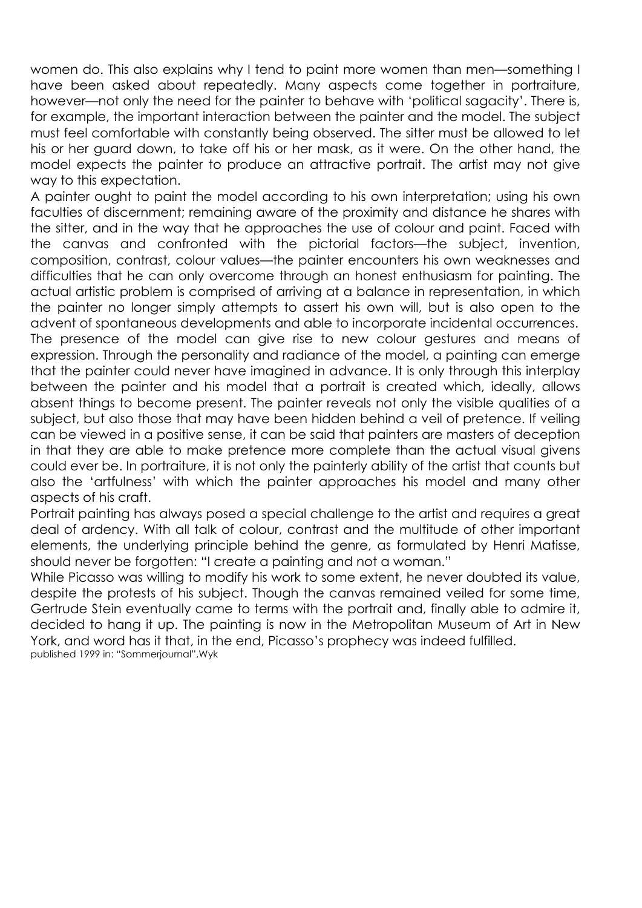women do. This also explains why I tend to paint more women than men—something I have been asked about repeatedly. Many aspects come together in portraiture, however—not only the need for the painter to behave with 'political sagacity'. There is, for example, the important interaction between the painter and the model. The subject must feel comfortable with constantly being observed. The sitter must be allowed to let his or her guard down, to take off his or her mask, as it were. On the other hand, the model expects the painter to produce an attractive portrait. The artist may not give way to this expectation.

A painter ought to paint the model according to his own interpretation; using his own faculties of discernment; remaining aware of the proximity and distance he shares with the sitter, and in the way that he approaches the use of colour and paint. Faced with the canvas and confronted with the pictorial factors—the subject, invention, composition, contrast, colour values—the painter encounters his own weaknesses and difficulties that he can only overcome through an honest enthusiasm for painting. The actual artistic problem is comprised of arriving at a balance in representation, in which the painter no longer simply attempts to assert his own will, but is also open to the advent of spontaneous developments and able to incorporate incidental occurrences.

The presence of the model can give rise to new colour gestures and means of expression. Through the personality and radiance of the model, a painting can emerge that the painter could never have imagined in advance. It is only through this interplay between the painter and his model that a portrait is created which, ideally, allows absent things to become present. The painter reveals not only the visible qualities of a subject, but also those that may have been hidden behind a veil of pretence. If veiling can be viewed in a positive sense, it can be said that painters are masters of deception in that they are able to make pretence more complete than the actual visual givens could ever be. In portraiture, it is not only the painterly ability of the artist that counts but also the 'artfulness' with which the painter approaches his model and many other aspects of his craft.

Portrait painting has always posed a special challenge to the artist and requires a great deal of ardency. With all talk of colour, contrast and the multitude of other important elements, the underlying principle behind the genre, as formulated by Henri Matisse, should never be forgotten: "I create a painting and not a woman."

While Picasso was willing to modify his work to some extent, he never doubted its value, despite the protests of his subject. Though the canvas remained veiled for some time, Gertrude Stein eventually came to terms with the portrait and, finally able to admire it, decided to hang it up. The painting is now in the Metropolitan Museum of Art in New York, and word has it that, in the end, Picasso's prophecy was indeed fulfilled.

published 1999 in: "Sommerjournal",Wyk